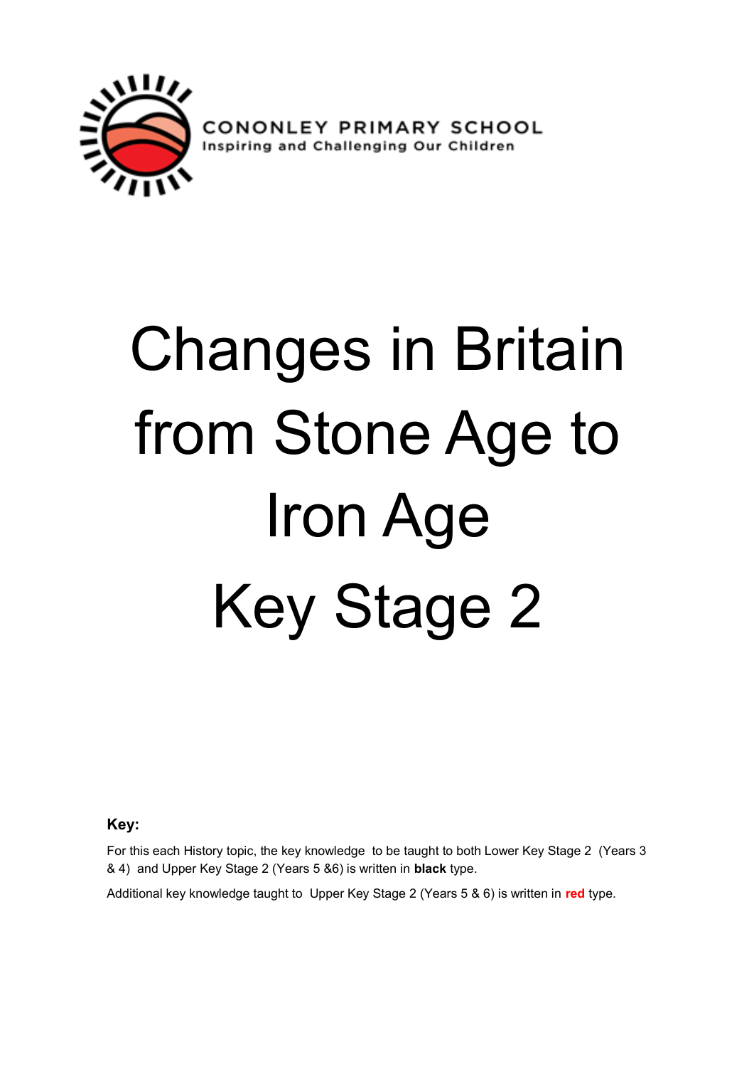CONONLEY PRIMARY SCHOOL
Inspiring and Challenging Our Children

# Changes in Britain from Stone Age to Iron Age Key Stage 2

**Key:**

For this each History topic, the key knowledge to be taught to both Lower Key Stage 2 (Years 3 & 4) and Upper Key Stage 2 (Years 5 &6) is written in **black** type.

Additional key knowledge taught to Upper Key Stage 2 (Years 5 & 6) is written in **red** type.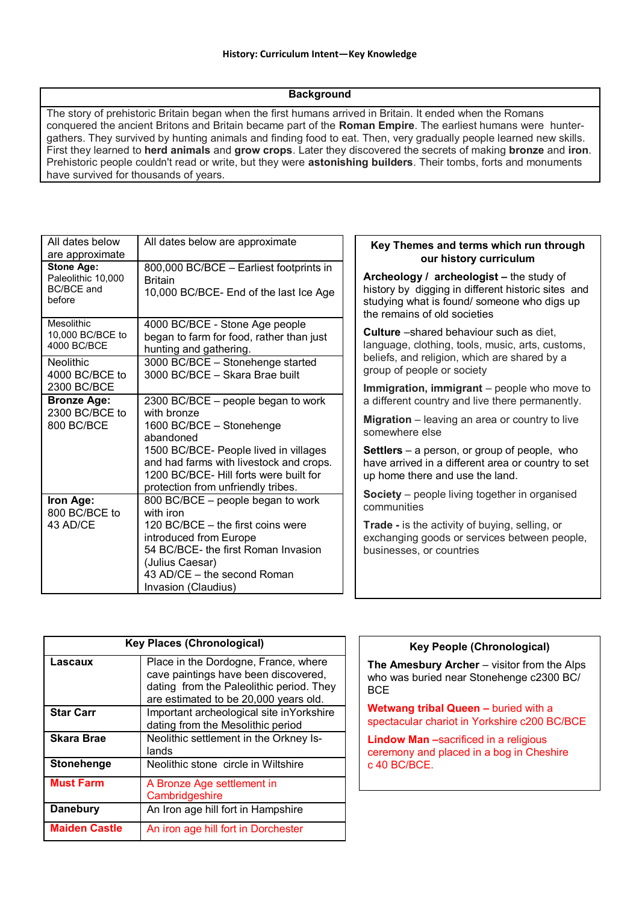**History: Curriculum Intent—Key Knowledge**

| Background |
|---|
| The story of prehistoric Britain began when the first humans arrived in Britain. It ended when the Romans conquered the ancient Britons and Britain became part of the **Roman Empire**. The earliest humans were hunter-gathers. They survived by hunting animals and finding food to eat. Then, very gradually people learned new skills. First they learned to **herd animals** and **grow crops**. Later they discovered the secrets of making **bronze** and **iron**. Prehistoric people couldn't read or write, but they were **astonishing builders**. Their tombs, forts and monuments have survived for thousands of years. |

| All dates below are approximate | All dates below are approximate |
|---|---|
| **Stone Age:** Paleolithic 10,000 BC/BCE and before | 800,000 BC/BCE – Earliest footprints in Britain<br>10,000 BC/BCE- End of the last Ice Age |
| Mesolithic 10,000 BC/BCE to 4000 BC/BCE | 4000 BC/BCE - Stone Age people began to farm for food, rather than just hunting and gathering. |
| Neolithic 4000 BC/BCE to 2300 BC/BCE | 3000 BC/BCE – Stonehenge started<br>3000 BC/BCE – Skara Brae built |
| **Bronze Age:** 2300 BC/BCE to 800 BC/BCE | 2300 BC/BCE – people began to work with bronze<br>1600 BC/BCE – Stonehenge abandoned<br>1500 BC/BCE- People lived in villages and had farms with livestock and crops.<br>1200 BC/BCE- Hill forts were built for protection from unfriendly tribes. |
| **Iron Age:** 800 BC/BCE to 43 AD/CE | 800 BC/BCE – people began to work with iron<br>120 BC/BCE – the first coins were introduced from Europe<br>54 BC/BCE- the first Roman Invasion (Julius Caesar)<br>43 AD/CE – the second Roman Invasion (Claudius) |

**Key Themes and terms which run through our history curriculum**

**Archeology / archeologist –** the study of history by digging in different historic sites and studying what is found/ someone who digs up the remains of old societies

**Culture** –shared behaviour such as diet, language, clothing, tools, music, arts, customs, beliefs, and religion, which are shared by a group of people or society

**Immigration, immigrant** – people who move to a different country and live there permanently.

**Migration** – leaving an area or country to live somewhere else

**Settlers** – a person, or group of people, who have arrived in a different area or country to set up home there and use the land.

**Society** – people living together in organised communities

**Trade -** is the activity of buying, selling, or exchanging goods or services between people, businesses, or countries

| Key Places (Chronological) | |
|---|---|
| **Lascaux** | Place in the Dordogne, France, where cave paintings have been discovered, dating from the Paleolithic period. They are estimated to be 20,000 years old. |
| **Star Carr** | Important archeological site inYorkshire dating from the Mesolithic period |
| **Skara Brae** | Neolithic settlement in the Orkney Islands |
| **Stonehenge** | Neolithic stone circle in Wiltshire |
| **Must Farm** | A Bronze Age settlement in Cambridgeshire |
| **Danebury** | An Iron age hill fort in Hampshire |
| **Maiden Castle** | An iron age hill fort in Dorchester |

**Key People (Chronological)**

**The Amesbury Archer** – visitor from the Alps who was buried near Stonehenge c2300 BC/BCE

**Wetwang tribal Queen –** buried with a spectacular chariot in Yorkshire c200 BC/BCE

**Lindow Man –**sacrificed in a religious ceremony and placed in a bog in Cheshire c 40 BC/BCE.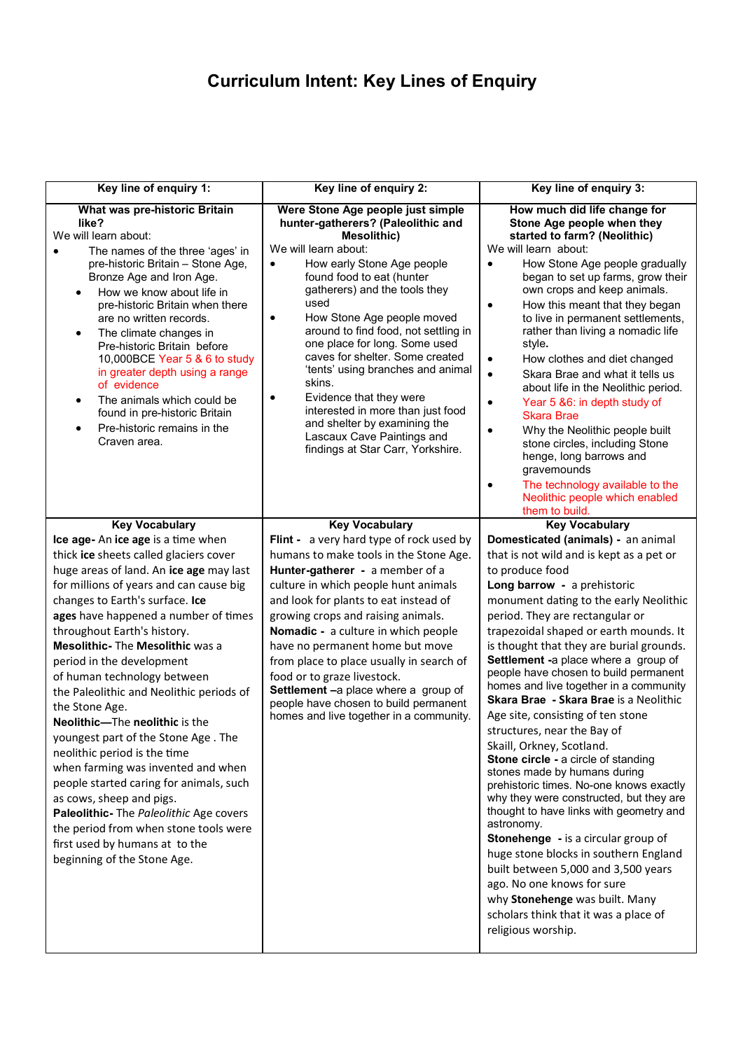# Curriculum Intent: Key Lines of Enquiry

| Key line of enquiry 1: | Key line of enquiry 2: | Key line of enquiry 3: |
|---|---|---|
| **What was pre-historic Britain like?**<br>We will learn about:<br>• The names of the three 'ages' in pre-historic Britain – Stone Age, Bronze Age and Iron Age.<br>• How we know about life in pre-historic Britain when there are no written records.<br>• The climate changes in Pre-historic Britain before 10,000BCE Year 5 & 6 to study in greater depth using a range of evidence<br>• The animals which could be found in pre-historic Britain<br>• Pre-historic remains in the Craven area. | **Were Stone Age people just simple hunter-gatherers? (Paleolithic and Mesolithic)**<br>We will learn about:<br>• How early Stone Age people found food to eat (hunter gatherers) and the tools they used<br>• How Stone Age people moved around to find food, not settling in one place for long. Some used caves for shelter. Some created 'tents' using branches and animal skins.<br>• Evidence that they were interested in more than just food and shelter by examining the Lascaux Cave Paintings and findings at Star Carr, Yorkshire. | **How much did life change for Stone Age people when they started to farm? (Neolithic)**<br>We will learn about:<br>• How Stone Age people gradually began to set up farms, grow their own crops and keep animals.<br>• How this meant that they began to live in permanent settlements, rather than living a nomadic life style.<br>• How clothes and diet changed<br>• Skara Brae and what it tells us about life in the Neolithic period.<br>• Year 5 &6: in depth study of Skara Brae<br>• Why the Neolithic people built stone circles, including Stone henge, long barrows and gravemounds<br>• The technology available to the Neolithic people which enabled them to build. |
| **Key Vocabulary**<br>**Ice age-** An **ice age** is a time when thick **ice** sheets called glaciers cover huge areas of land. An **ice age** may last for millions of years and can cause big changes to Earth's surface. **Ice ages** have happened a number of times throughout Earth's history.<br>**Mesolithic-** The **Mesolithic** was a period in the development of human technology between the Paleolithic and Neolithic periods of the Stone Age.<br>**Neolithic—**The **neolithic** is the youngest part of the Stone Age . The neolithic period is the time when farming was invented and when people started caring for animals, such as cows, sheep and pigs.<br>**Paleolithic-** The *Paleolithic* Age covers the period from when stone tools were first used by humans at to the beginning of the Stone Age. | **Key Vocabulary**<br>**Flint -** a very hard type of rock used by humans to make tools in the Stone Age.<br>**Hunter-gatherer -** a member of a culture in which people hunt animals and look for plants to eat instead of growing crops and raising animals.<br>**Nomadic -** a culture in which people have no permanent home but move from place to place usually in search of food or to graze livestock.<br>**Settlement –**a place where a group of people have chosen to build permanent homes and live together in a community. | **Key Vocabulary**<br>**Domesticated (animals) -** an animal that is not wild and is kept as a pet or to produce food<br>**Long barrow -** a prehistoric monument dating to the early Neolithic period. They are rectangular or trapezoidal shaped or earth mounds. It is thought that they are burial grounds.<br>**Settlement -**a place where a group of people have chosen to build permanent homes and live together in a community<br>**Skara Brae - Skara Brae** is a Neolithic Age site, consisting of ten stone structures, near the Bay of Skaill, Orkney, Scotland.<br>**Stone circle -** a circle of standing stones made by humans during prehistoric times. No-one knows exactly why they were constructed, but they are thought to have links with geometry and astronomy.<br>**Stonehenge -** is a circular group of huge stone blocks in southern England built between 5,000 and 3,500 years ago. No one knows for sure why **Stonehenge** was built. Many scholars think that it was a place of religious worship. |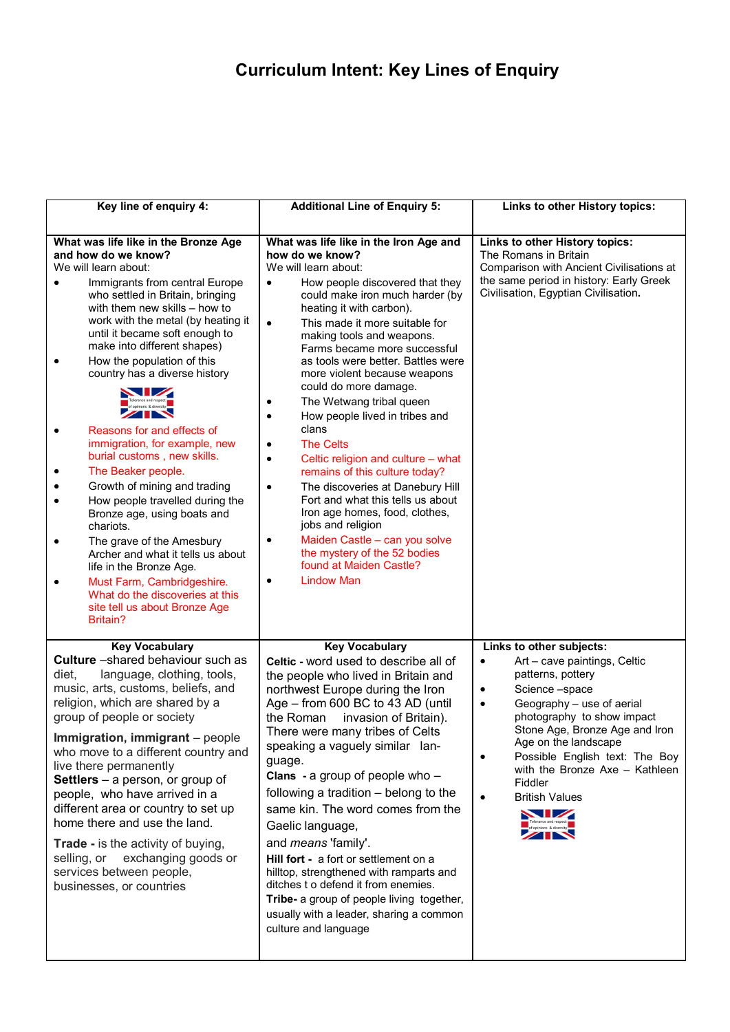# Curriculum Intent: Key Lines of Enquiry

| Key line of enquiry 4: | Additional Line of Enquiry 5: | Links to other History topics: |
| --- | --- | --- |
| **What was life like in the Bronze Age and how do we know?**<br>We will learn about:<br>• Immigrants from central Europe who settled in Britain, bringing with them new skills – how to work with the metal (by heating it until it became soft enough to make into different shapes)<br>• How the population of this country has a diverse history<br>Tolerance and respect of opinions & diversity<br>• Reasons for and effects of immigration, for example, new burial customs , new skills.<br>• The Beaker people.<br>• Growth of mining and trading<br>• How people travelled during the Bronze age, using boats and chariots.<br>• The grave of the Amesbury Archer and what it tells us about life in the Bronze Age.<br>• Must Farm, Cambridgeshire. What do the discoveries at this site tell us about Bronze Age Britain? | **What was life like in the Iron Age and how do we know?**<br>We will learn about:<br>• How people discovered that they could make iron much harder (by heating it with carbon).<br>• This made it more suitable for making tools and weapons. Farms became more successful as tools were better. Battles were more violent because weapons could do more damage.<br>• The Wetwang tribal queen<br>• How people lived in tribes and clans<br>• The Celts<br>• Celtic religion and culture – what remains of this culture today?<br>• The discoveries at Danebury Hill Fort and what this tells us about Iron age homes, food, clothes, jobs and religion<br>• Maiden Castle – can you solve the mystery of the 52 bodies found at Maiden Castle?<br>• Lindow Man | **Links to other History topics:**<br>The Romans in Britain<br>Comparison with Ancient Civilisations at the same period in history: Early Greek Civilisation, Egyptian Civilisation**.** |
| **Key Vocabulary**<br>**Culture** –shared behaviour such as diet, language, clothing, tools, music, arts, customs, beliefs, and religion, which are shared by a group of people or society<br>**Immigration, immigrant** – people who move to a different country and live there permanently<br>**Settlers** – a person, or group of people, who have arrived in a different area or country to set up home there and use the land.<br>**Trade -** is the activity of buying, selling, or exchanging goods or services between people, businesses, or countries | **Key Vocabulary**<br>**Celtic -** word used to describe all of the people who lived in Britain and northwest Europe during the Iron Age – from 600 BC to 43 AD (until the Roman invasion of Britain). There were many tribes of Celts speaking a vaguely similar language.<br>**Clans -** a group of people who – following a tradition – belong to the same kin. The word comes from the Gaelic language, and *means* 'family'.<br>**Hill fort -** a fort or settlement on a hilltop, strengthened with ramparts and ditches t o defend it from enemies.<br>**Tribe-** a group of people living together, usually with a leader, sharing a common culture and language | **Links to other subjects:**<br>• Art – cave paintings, Celtic patterns, pottery<br>• Science –space<br>• Geography – use of aerial photography to show impact Stone Age, Bronze Age and Iron Age on the landscape<br>• Possible English text: The Boy with the Bronze Axe – Kathleen Fiddler<br>• British Values<br>Tolerance and respect of opinions & diversity |